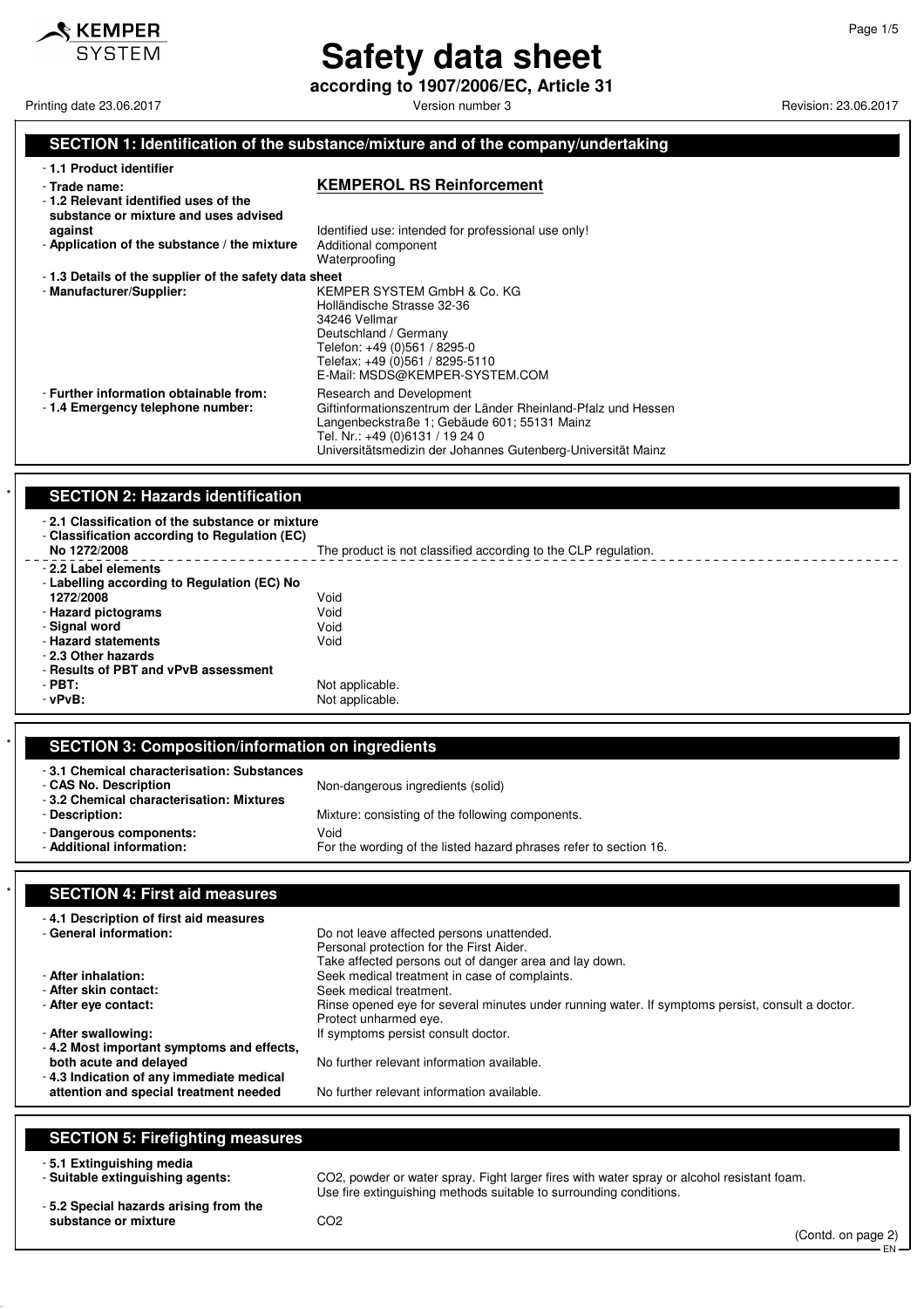# Safety data sheet

**according to 1907/2006/EC, Article 31**

Printing date 23.06.2017 | Version number 3 | Revision: 23.06.2017

## SECTION 1: Identification of the substance/mixture and of the company/undertaking

- **1.1 Product identifier**
- **Trade name:** **KEMPEROL RS Reinforcement**
- **1.2 Relevant identified uses of the substance or mixture and uses advised against** Identified use: intended for professional use only!
- **Application of the substance / the mixture** Additional component
  Waterproofing
- **1.3 Details of the supplier of the safety data sheet**
- **Manufacturer/Supplier:**
  KEMPER SYSTEM GmbH & Co. KG
  Holländische Strasse 32-36
  34246 Vellmar
  Deutschland / Germany
  Telefon: +49 (0)561 / 8295-0
  Telefax: +49 (0)561 / 8295-5110
  E-Mail: MSDS@KEMPER-SYSTEM.COM
- **Further information obtainable from:** Research and Development
- **1.4 Emergency telephone number:** Giftinformationszentrum der Länder Rheinland-Pfalz und Hessen
  Langenbeckstraße 1; Gebäude 601; 55131 Mainz
  Tel. Nr.: +49 (0)6131 / 19 24 0
  Universitätsmedizin der Johannes Gutenberg-Universität Mainz

## SECTION 2: Hazards identification

- **2.1 Classification of the substance or mixture**
- **Classification according to Regulation (EC) No 1272/2008** The product is not classified according to the CLP regulation.
- **2.2 Label elements**
- **Labelling according to Regulation (EC) No 1272/2008** Void
- **Hazard pictograms** Void
- **Signal word** Void
- **Hazard statements** Void
- **2.3 Other hazards**
- **Results of PBT and vPvB assessment**
- **PBT:** Not applicable.
- **vPvB:** Not applicable.

## SECTION 3: Composition/information on ingredients

- **3.1 Chemical characterisation: Substances**
- **CAS No. Description** Non-dangerous ingredients (solid)
- **3.2 Chemical characterisation: Mixtures**
- **Description:** Mixture: consisting of the following components.
- **Dangerous components:** Void
- **Additional information:** For the wording of the listed hazard phrases refer to section 16.

## SECTION 4: First aid measures

- **4.1 Description of first aid measures**
- **General information:** Do not leave affected persons unattended.
  Personal protection for the First Aider.
  Take affected persons out of danger area and lay down.
- **After inhalation:** Seek medical treatment in case of complaints.
- **After skin contact:** Seek medical treatment.
- **After eye contact:** Rinse opened eye for several minutes under running water. If symptoms persist, consult a doctor.
  Protect unharmed eye.
- **After swallowing:** If symptoms persist consult doctor.
- **4.2 Most important symptoms and effects, both acute and delayed** No further relevant information available.
- **4.3 Indication of any immediate medical attention and special treatment needed** No further relevant information available.

## SECTION 5: Firefighting measures

- **5.1 Extinguishing media**
- **Suitable extinguishing agents:** $CO_2$, powder or water spray. Fight larger fires with water spray or alcohol resistant foam.
  Use fire extinguishing methods suitable to surrounding conditions.
- **5.2 Special hazards arising from the substance or mixture** $CO_2$

(Contd. on page 2)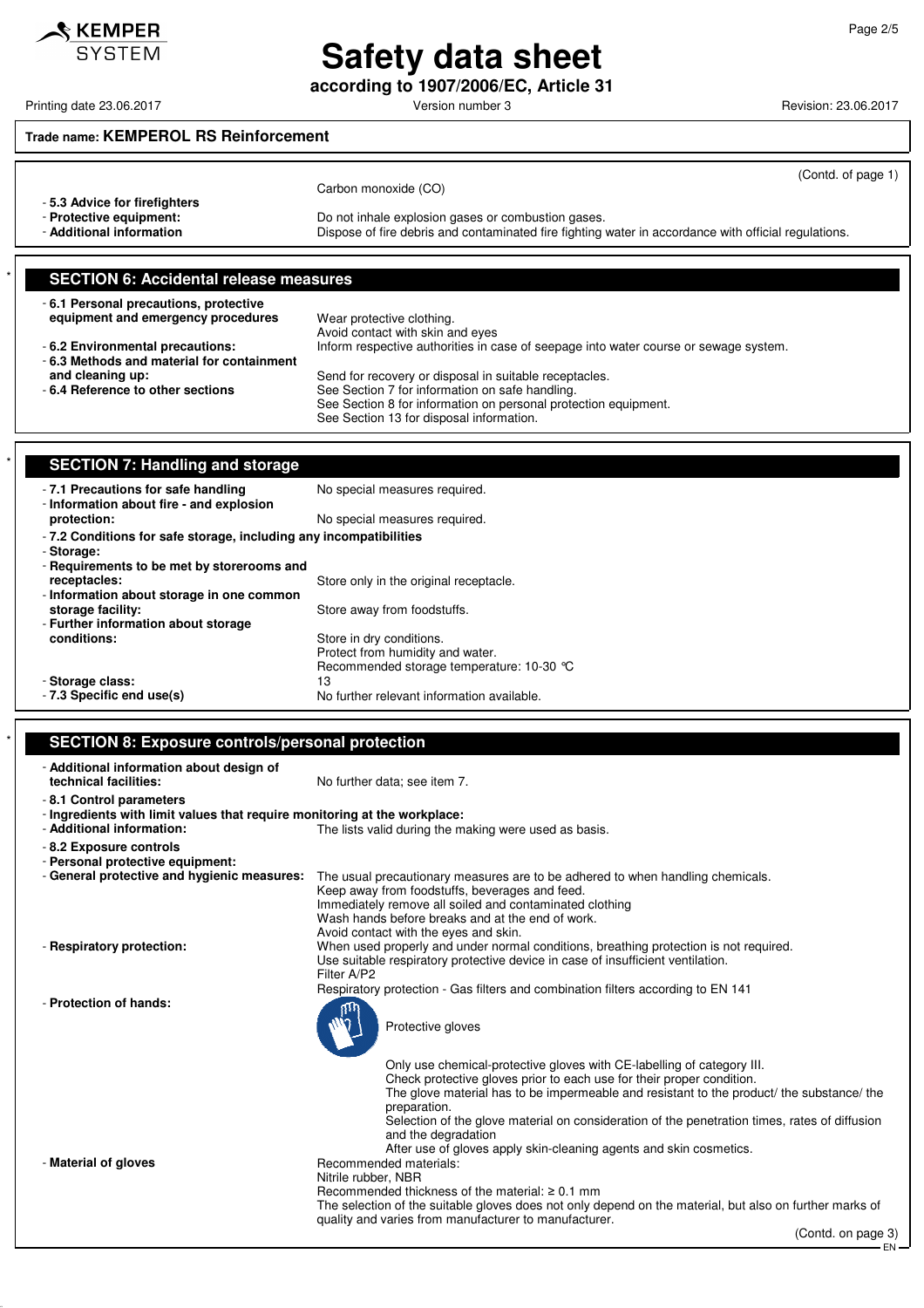Trade name: **KEMPEROL RS Reinforcement**

(Contd. of page 1)

Carbon monoxide (CO)

- **5.3 Advice for firefighters**
- **Protective equipment:** Do not inhale explosion gases or combustion gases.
- **Additional information** Dispose of fire debris and contaminated fire fighting water in accordance with official regulations.

## SECTION 6: Accidental release measures

- **6.1 Personal precautions, protective equipment and emergency procedures** Wear protective clothing.
  Avoid contact with skin and eyes
- **6.2 Environmental precautions:** Inform respective authorities in case of seepage into water course or sewage system.
- **6.3 Methods and material for containment and cleaning up:** Send for recovery or disposal in suitable receptacles.
- **6.4 Reference to other sections** See Section 7 for information on safe handling.
  See Section 8 for information on personal protection equipment.
  See Section 13 for disposal information.

## SECTION 7: Handling and storage

- **7.1 Precautions for safe handling** No special measures required.
- **Information about fire - and explosion protection:** No special measures required.
- **7.2 Conditions for safe storage, including any incompatibilities**
- **Storage:**
- **Requirements to be met by storerooms and receptacles:** Store only in the original receptacle.
- **Information about storage in one common storage facility:** Store away from foodstuffs.
- **Further information about storage conditions:** Store in dry conditions.
  Protect from humidity and water.
  Recommended storage temperature: 10-30 °C
- **Storage class:** 13
- **7.3 Specific end use(s)** No further relevant information available.

## SECTION 8: Exposure controls/personal protection

- **Additional information about design of technical facilities:** No further data; see item 7.
- **8.1 Control parameters**
- **Ingredients with limit values that require monitoring at the workplace:**
- **Additional information:** The lists valid during the making were used as basis.
- **8.2 Exposure controls**
- **Personal protective equipment:**
- **General protective and hygienic measures:** The usual precautionary measures are to be adhered to when handling chemicals.
  Keep away from foodstuffs, beverages and feed.
  Immediately remove all soiled and contaminated clothing
  Wash hands before breaks and at the end of work.
  Avoid contact with the eyes and skin.
- **Respiratory protection:** When used properly and under normal conditions, breathing protection is not required.
  Use suitable respiratory protective device in case of insufficient ventilation.
  Filter A/P2
  Respiratory protection - Gas filters and combination filters according to EN 141
- **Protection of hands:**

  Protective gloves

  Only use chemical-protective gloves with CE-labelling of category III.
  Check protective gloves prior to each use for their proper condition.
  The glove material has to be impermeable and resistant to the product/ the substance/ the preparation.
  Selection of the glove material on consideration of the penetration times, rates of diffusion and the degradation
  After use of gloves apply skin-cleaning agents and skin cosmetics.
- **Material of gloves** Recommended materials:
  Nitrile rubber, NBR
  Recommended thickness of the material: ≥ 0.1 mm
  The selection of the suitable gloves does not only depend on the material, but also on further marks of quality and varies from manufacturer to manufacturer.

(Contd. on page 3)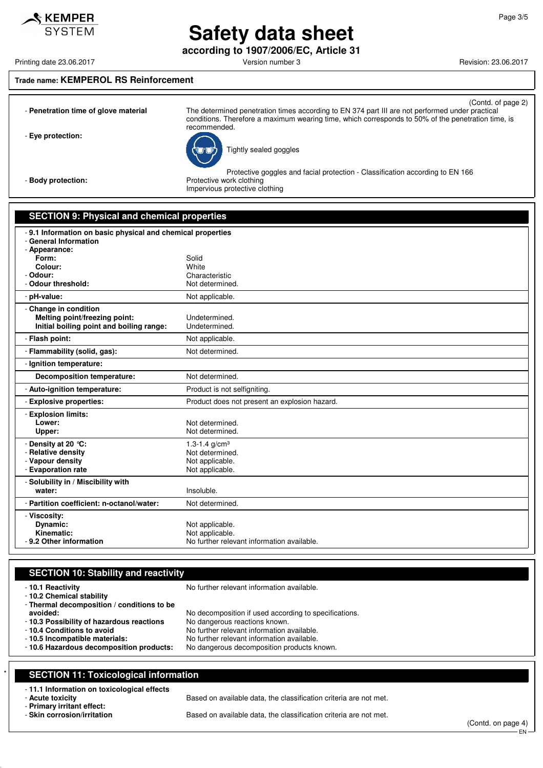Trade name: **KEMPEROL RS Reinforcement**

(Contd. of page 2)

- **Penetration time of glove material**: The determined penetration times according to EN 374 part III are not performed under practical conditions. Therefore a maximum wearing time, which corresponds to 50% of the penetration time, is recommended.
- **Eye protection:**

  Tightly sealed goggles

  Protective goggles and facial protection - Classification according to EN 166
- **Body protection:** Protective work clothing
  Impervious protective clothing

## SECTION 9: Physical and chemical properties

| | |
|---|---|
| - **9.1 Information on basic physical and chemical properties** | |
| - **General Information** | |
| - **Appearance:** | |
| **Form:** | Solid |
| **Colour:** | White |
| - **Odour:** | Characteristic |
| - **Odour threshold:** | Not determined. |
| - **pH-value:** | Not applicable. |
| - **Change in condition** | |
| **Melting point/freezing point:** | Undetermined. |
| **Initial boiling point and boiling range:** | Undetermined. |
| - **Flash point:** | Not applicable. |
| - **Flammability (solid, gas):** | Not determined. |
| - **Ignition temperature:** | |
| **Decomposition temperature:** | Not determined. |
| - **Auto-ignition temperature:** | Product is not selfigniting. |
| - **Explosive properties:** | Product does not present an explosion hazard. |
| - **Explosion limits:** | |
| **Lower:** | Not determined. |
| **Upper:** | Not determined. |
| - **Density at 20 °C:** | 1.3-1.4 g/cm³ |
| - **Relative density** | Not determined. |
| - **Vapour density** | Not applicable. |
| - **Evaporation rate** | Not applicable. |
| - **Solubility in / Miscibility with** | |
| **water:** | Insoluble. |
| - **Partition coefficient: n-octanol/water:** | Not determined. |
| - **Viscosity:** | |
| **Dynamic:** | Not applicable. |
| **Kinematic:** | Not applicable. |
| - **9.2 Other information** | No further relevant information available. |

## SECTION 10: Stability and reactivity

| | |
|---|---|
| - **10.1 Reactivity** | No further relevant information available. |
| - **10.2 Chemical stability** | |
| - **Thermal decomposition / conditions to be avoided:** | No decomposition if used according to specifications. |
| - **10.3 Possibility of hazardous reactions** | No dangerous reactions known. |
| - **10.4 Conditions to avoid** | No further relevant information available. |
| - **10.5 Incompatible materials:** | No further relevant information available. |
| - **10.6 Hazardous decomposition products:** | No dangerous decomposition products known. |

## SECTION 11: Toxicological information

| | |
|---|---|
| - **11.1 Information on toxicological effects** | |
| - **Acute toxicity** | Based on available data, the classification criteria are not met. |
| - **Primary irritant effect:** | |
| - **Skin corrosion/irritation** | Based on available data, the classification criteria are not met. |

(Contd. on page 4)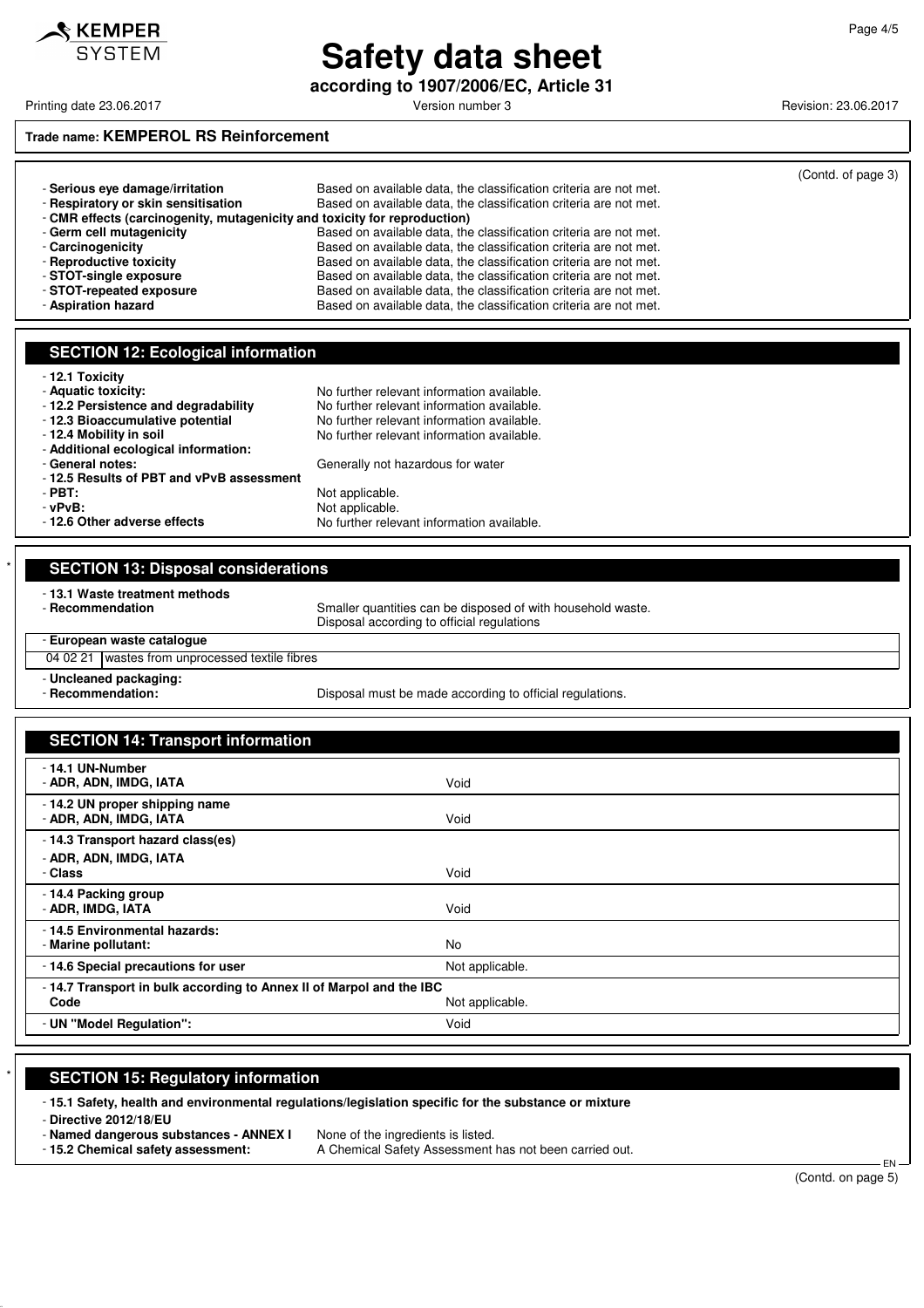**Trade name: KEMPEROL RS Reinforcement**

(Contd. of page 3)

- **Serious eye damage/irritation** Based on available data, the classification criteria are not met.
- **Respiratory or skin sensitisation** Based on available data, the classification criteria are not met.
- **CMR effects (carcinogenity, mutagenicity and toxicity for reproduction)**
- **Germ cell mutagenicity** Based on available data, the classification criteria are not met.
- **Carcinogenicity** Based on available data, the classification criteria are not met.
- **Reproductive toxicity** Based on available data, the classification criteria are not met.
- **STOT-single exposure** Based on available data, the classification criteria are not met.
- **STOT-repeated exposure** Based on available data, the classification criteria are not met.
- **Aspiration hazard** Based on available data, the classification criteria are not met.

## SECTION 12: Ecological information

- **12.1 Toxicity**
- **Aquatic toxicity:** No further relevant information available.
- **12.2 Persistence and degradability** No further relevant information available.
- **12.3 Bioaccumulative potential** No further relevant information available.
- **12.4 Mobility in soil** No further relevant information available.
- **Additional ecological information:**
- **General notes:** Generally not hazardous for water
- **12.5 Results of PBT and vPvB assessment**
- **PBT:** Not applicable.
- **vPvB:** Not applicable.
- **12.6 Other adverse effects** No further relevant information available.

## SECTION 13: Disposal considerations

- **13.1 Waste treatment methods**
- **Recommendation** Smaller quantities can be disposed of with household waste. Disposal according to official regulations

- **European waste catalogue**

| | |
|---|---|
| 04 02 21 | wastes from unprocessed textile fibres |

- **Uncleaned packaging:**
- **Recommendation:** Disposal must be made according to official regulations.

## SECTION 14: Transport information

| | |
|---|---|
| **- 14.1 UN-Number**<br>**- ADR, ADN, IMDG, IATA** | Void |
| **- 14.2 UN proper shipping name**<br>**- ADR, ADN, IMDG, IATA** | Void |
| **- 14.3 Transport hazard class(es)**<br>**- ADR, ADN, IMDG, IATA**<br>**- Class** | Void |
| **- 14.4 Packing group**<br>**- ADR, IMDG, IATA** | Void |
| **- 14.5 Environmental hazards:**<br>**- Marine pollutant:** | No |
| **- 14.6 Special precautions for user** | Not applicable. |
| **- 14.7 Transport in bulk according to Annex II of Marpol and the IBC Code** | Not applicable. |
| **- UN "Model Regulation":** | Void |

## SECTION 15: Regulatory information

- **15.1 Safety, health and environmental regulations/legislation specific for the substance or mixture**
- **Directive 2012/18/EU**
- **Named dangerous substances - ANNEX I** None of the ingredients is listed.
- **15.2 Chemical safety assessment:** A Chemical Safety Assessment has not been carried out.

(Contd. on page 5)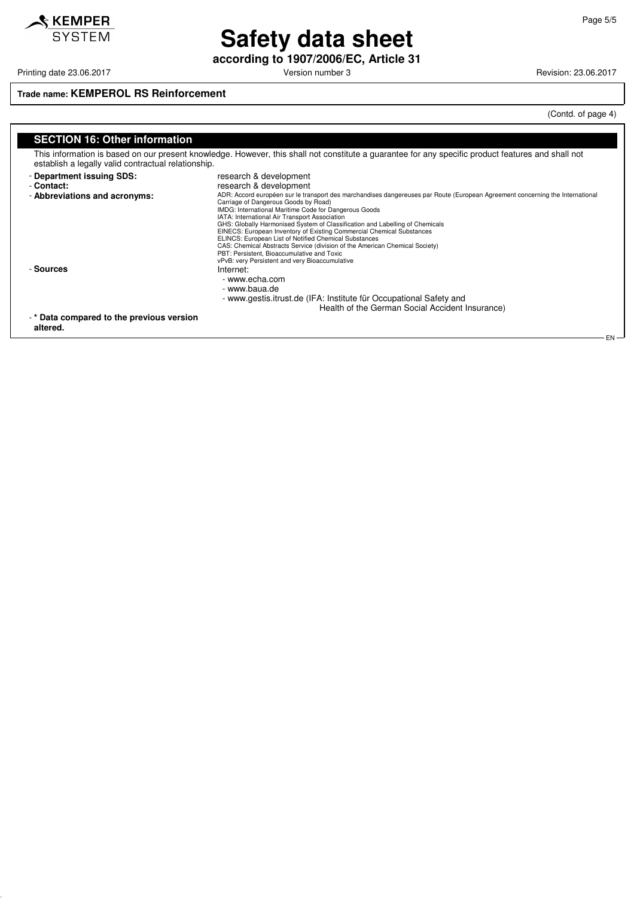**Trade name: KEMPEROL RS Reinforcement**

(Contd. of page 4)

## SECTION 16: Other information

This information is based on our present knowledge. However, this shall not constitute a guarantee for any specific product features and shall not establish a legally valid contractual relationship.

- **Department issuing SDS:** research & development
- **Contact:** research & development
- **Abbreviations and acronyms:**
  ADR: Accord européen sur le transport des marchandises dangereuses par Route (European Agreement concerning the International Carriage of Dangerous Goods by Road)
  IMDG: International Maritime Code for Dangerous Goods
  IATA: International Air Transport Association
  GHS: Globally Harmonised System of Classification and Labelling of Chemicals
  EINECS: European Inventory of Existing Commercial Chemical Substances
  ELINCS: European List of Notified Chemical Substances
  CAS: Chemical Abstracts Service (division of the American Chemical Society)
  PBT: Persistent, Bioaccumulative and Toxic
  vPvB: very Persistent and very Bioaccumulative
- **Sources**
  Internet:
  - www.echa.com
  - www.baua.de
  - www.gestis.itrust.de (IFA: Institute für Occupational Safety and Health of the German Social Accident Insurance)
- *** Data compared to the previous version altered.**